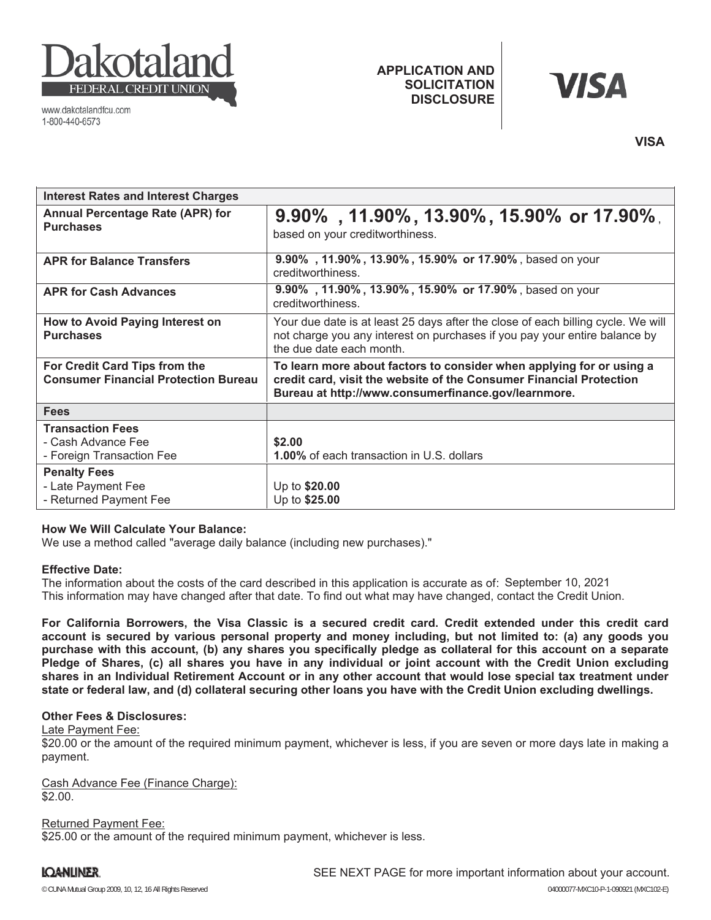Dakotaland FEDERAL CREDIT UNION

www.dakotalandfcu.com
1-800-440-6573

**APPLICATION AND SOLICITATION DISCLOSURE**

**VISA**

**VISA**

| **Interest Rates and Interest Charges** | |
|---|---|
| **Annual Percentage Rate (APR) for Purchases** | **9.90% , 11.90%, 13.90%, 15.90% or 17.90%**, based on your creditworthiness. |
| **APR for Balance Transfers** | **9.90% , 11.90%, 13.90%, 15.90% or 17.90%**, based on your creditworthiness. |
| **APR for Cash Advances** | **9.90% , 11.90%, 13.90%, 15.90% or 17.90%**, based on your creditworthiness. |
| **How to Avoid Paying Interest on Purchases** | Your due date is at least 25 days after the close of each billing cycle. We will not charge you any interest on purchases if you pay your entire balance by the due date each month. |
| **For Credit Card Tips from the Consumer Financial Protection Bureau** | **To learn more about factors to consider when applying for or using a credit card, visit the website of the Consumer Financial Protection Bureau at http://www.consumerfinance.gov/learnmore.** |
| **Fees** | |
| **Transaction Fees**<br>- Cash Advance Fee<br>- Foreign Transaction Fee | <br>**$2.00**<br>**1.00%** of each transaction in U.S. dollars |
| **Penalty Fees**<br>- Late Payment Fee<br>- Returned Payment Fee | <br>Up to **$20.00**<br>Up to **$25.00** |

**How We Will Calculate Your Balance:**
We use a method called "average daily balance (including new purchases)."

**Effective Date:**
The information about the costs of the card described in this application is accurate as of: September 10, 2021
This information may have changed after that date. To find out what may have changed, contact the Credit Union.

**For California Borrowers, the Visa Classic is a secured credit card. Credit extended under this credit card account is secured by various personal property and money including, but not limited to: (a) any goods you purchase with this account, (b) any shares you specifically pledge as collateral for this account on a separate Pledge of Shares, (c) all shares you have in any individual or joint account with the Credit Union excluding shares in an Individual Retirement Account or in any other account that would lose special tax treatment under state or federal law, and (d) collateral securing other loans you have with the Credit Union excluding dwellings.**

**Other Fees & Disclosures:**

Late Payment Fee:
$20.00 or the amount of the required minimum payment, whichever is less, if you are seven or more days late in making a payment.

Cash Advance Fee (Finance Charge):
$2.00.

Returned Payment Fee:
$25.00 or the amount of the required minimum payment, whichever is less.

SEE NEXT PAGE for more important information about your account.

© CUNA Mutual Group 2009, 10, 12, 16 All Rights Reserved

04000077-MXC10-P-1-090921 (MXC102-E)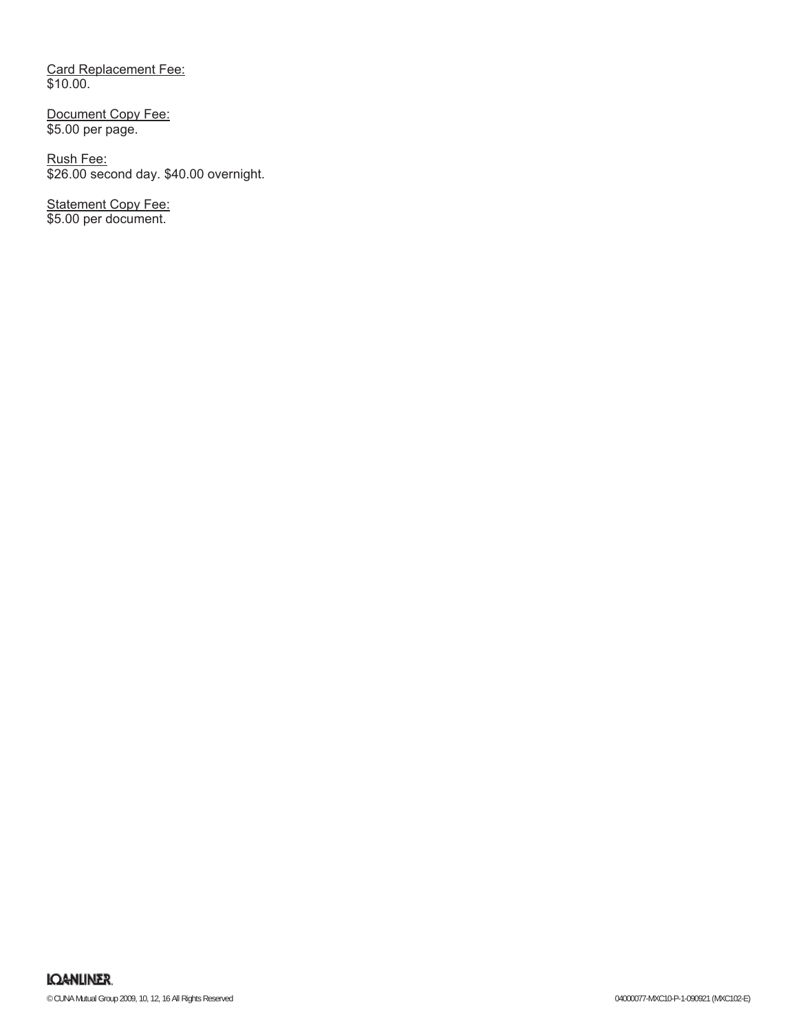Card Replacement Fee:
$10.00.

Document Copy Fee:
$5.00 per page.

Rush Fee:
$26.00 second day. $40.00 overnight.

Statement Copy Fee:
$5.00 per document.